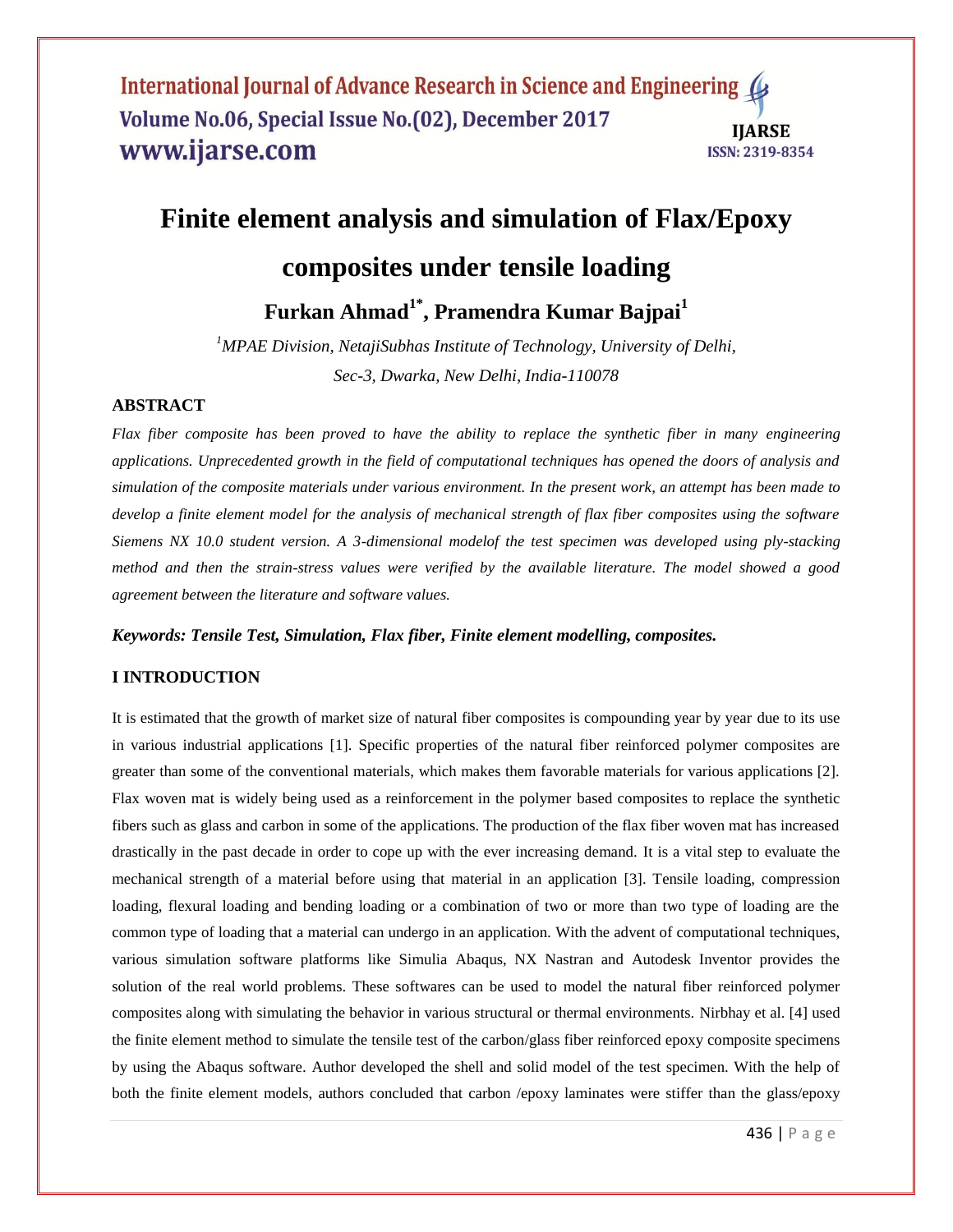# Finite element analysis and simulation of Flax/Epoxy composites under tensile loading

**Furkan Ahmad[1*], Pramendra Kumar Bajpai[1]**

*[1]MPAE Division, NetajiSubhas Institute of Technology, University of Delhi, Sec-3, Dwarka, New Delhi, India-110078*

## ABSTRACT

*Flax fiber composite has been proved to have the ability to replace the synthetic fiber in many engineering applications. Unprecedented growth in the field of computational techniques has opened the doors of analysis and simulation of the composite materials under various environment. In the present work, an attempt has been made to develop a finite element model for the analysis of mechanical strength of flax fiber composites using the software Siemens NX 10.0 student version. A 3-dimensional modelof the test specimen was developed using ply-stacking method and then the strain-stress values were verified by the available literature. The model showed a good agreement between the literature and software values.*

***Keywords: Tensile Test, Simulation, Flax fiber, Finite element modelling, composites.***

## I INTRODUCTION

It is estimated that the growth of market size of natural fiber composites is compounding year by year due to its use in various industrial applications [1]. Specific properties of the natural fiber reinforced polymer composites are greater than some of the conventional materials, which makes them favorable materials for various applications [2]. Flax woven mat is widely being used as a reinforcement in the polymer based composites to replace the synthetic fibers such as glass and carbon in some of the applications. The production of the flax fiber woven mat has increased drastically in the past decade in order to cope up with the ever increasing demand. It is a vital step to evaluate the mechanical strength of a material before using that material in an application [3]. Tensile loading, compression loading, flexural loading and bending loading or a combination of two or more than two type of loading are the common type of loading that a material can undergo in an application. With the advent of computational techniques, various simulation software platforms like Simulia Abaqus, NX Nastran and Autodesk Inventor provides the solution of the real world problems. These softwares can be used to model the natural fiber reinforced polymer composites along with simulating the behavior in various structural or thermal environments. Nirbhay et al. [4] used the finite element method to simulate the tensile test of the carbon/glass fiber reinforced epoxy composite specimens by using the Abaqus software. Author developed the shell and solid model of the test specimen. With the help of both the finite element models, authors concluded that carbon /epoxy laminates were stiffer than the glass/epoxy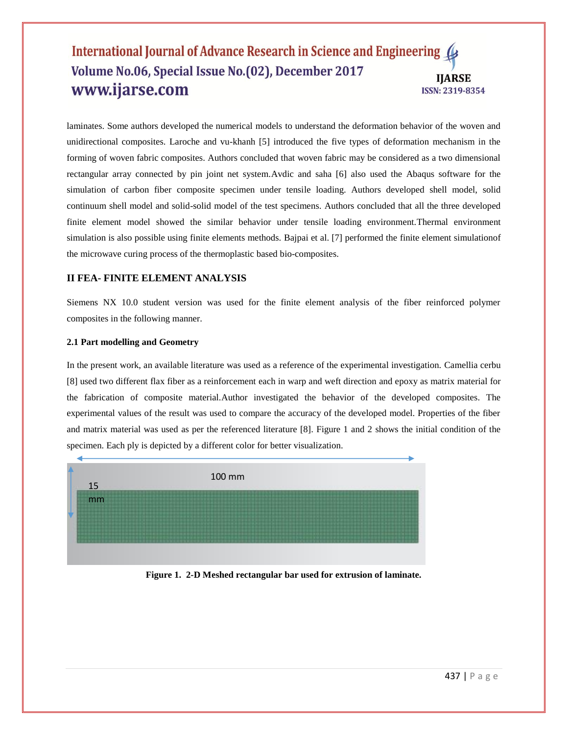laminates. Some authors developed the numerical models to understand the deformation behavior of the woven and unidirectional composites. Laroche and vu-khanh [5] introduced the five types of deformation mechanism in the forming of woven fabric composites. Authors concluded that woven fabric may be considered as a two dimensional rectangular array connected by pin joint net system.Avdic and saha [6] also used the Abaqus software for the simulation of carbon fiber composite specimen under tensile loading. Authors developed shell model, solid continuum shell model and solid-solid model of the test specimens. Authors concluded that all the three developed finite element model showed the similar behavior under tensile loading environment.Thermal environment simulation is also possible using finite elements methods. Bajpai et al. [7] performed the finite element simulationof the microwave curing process of the thermoplastic based bio-composites.

## II FEA- FINITE ELEMENT ANALYSIS

Siemens NX 10.0 student version was used for the finite element analysis of the fiber reinforced polymer composites in the following manner.

### 2.1 Part modelling and Geometry

In the present work, an available literature was used as a reference of the experimental investigation. Camellia cerbu [8] used two different flax fiber as a reinforcement each in warp and weft direction and epoxy as matrix material for the fabrication of composite material.Author investigated the behavior of the developed composites. The experimental values of the result was used to compare the accuracy of the developed model. Properties of the fiber and matrix material was used as per the referenced literature [8]. Figure 1 and 2 shows the initial condition of the specimen. Each ply is depicted by a different color for better visualization.

**Figure 1. 2-D Meshed rectangular bar used for extrusion of laminate.**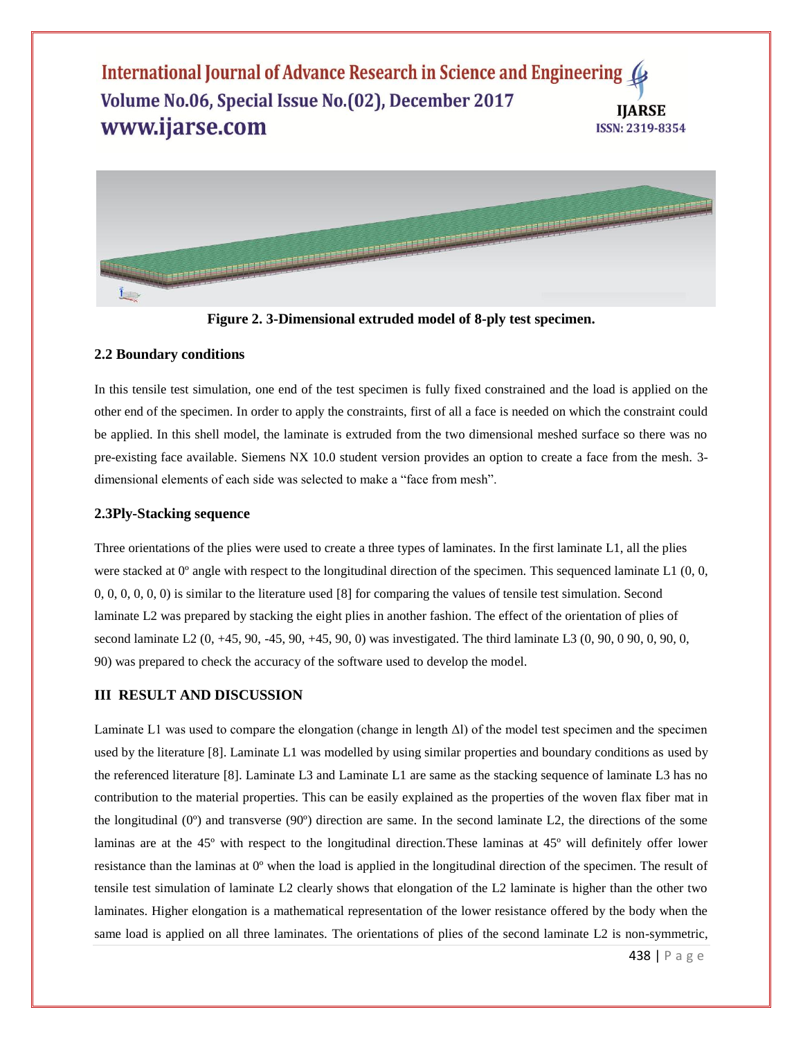Figure 2. 3-Dimensional extruded model of 8-ply test specimen.

### 2.2 Boundary conditions

In this tensile test simulation, one end of the test specimen is fully fixed constrained and the load is applied on the other end of the specimen. In order to apply the constraints, first of all a face is needed on which the constraint could be applied. In this shell model, the laminate is extruded from the two dimensional meshed surface so there was no pre-existing face available. Siemens NX 10.0 student version provides an option to create a face from the mesh. 3-dimensional elements of each side was selected to make a "face from mesh".

### 2.3Ply-Stacking sequence

Three orientations of the plies were used to create a three types of laminates. In the first laminate L1, all the plies were stacked at 0º angle with respect to the longitudinal direction of the specimen. This sequenced laminate L1 (0, 0, 0, 0, 0, 0, 0, 0) is similar to the literature used [8] for comparing the values of tensile test simulation. Second laminate L2 was prepared by stacking the eight plies in another fashion. The effect of the orientation of plies of second laminate L2 (0, +45, 90, -45, 90, +45, 90, 0) was investigated. The third laminate L3 (0, 90, 0 90, 0, 90, 0, 90) was prepared to check the accuracy of the software used to develop the model.

## III RESULT AND DISCUSSION

Laminate L1 was used to compare the elongation (change in length $\Delta l$) of the model test specimen and the specimen used by the literature [8]. Laminate L1 was modelled by using similar properties and boundary conditions as used by the referenced literature [8]. Laminate L3 and Laminate L1 are same as the stacking sequence of laminate L3 has no contribution to the material properties. This can be easily explained as the properties of the woven flax fiber mat in the longitudinal (0º) and transverse (90º) direction are same. In the second laminate L2, the directions of the some laminas are at the 45º with respect to the longitudinal direction.These laminas at 45º will definitely offer lower resistance than the laminas at 0º when the load is applied in the longitudinal direction of the specimen. The result of tensile test simulation of laminate L2 clearly shows that elongation of the L2 laminate is higher than the other two laminates. Higher elongation is a mathematical representation of the lower resistance offered by the body when the same load is applied on all three laminates. The orientations of plies of the second laminate L2 is non-symmetric,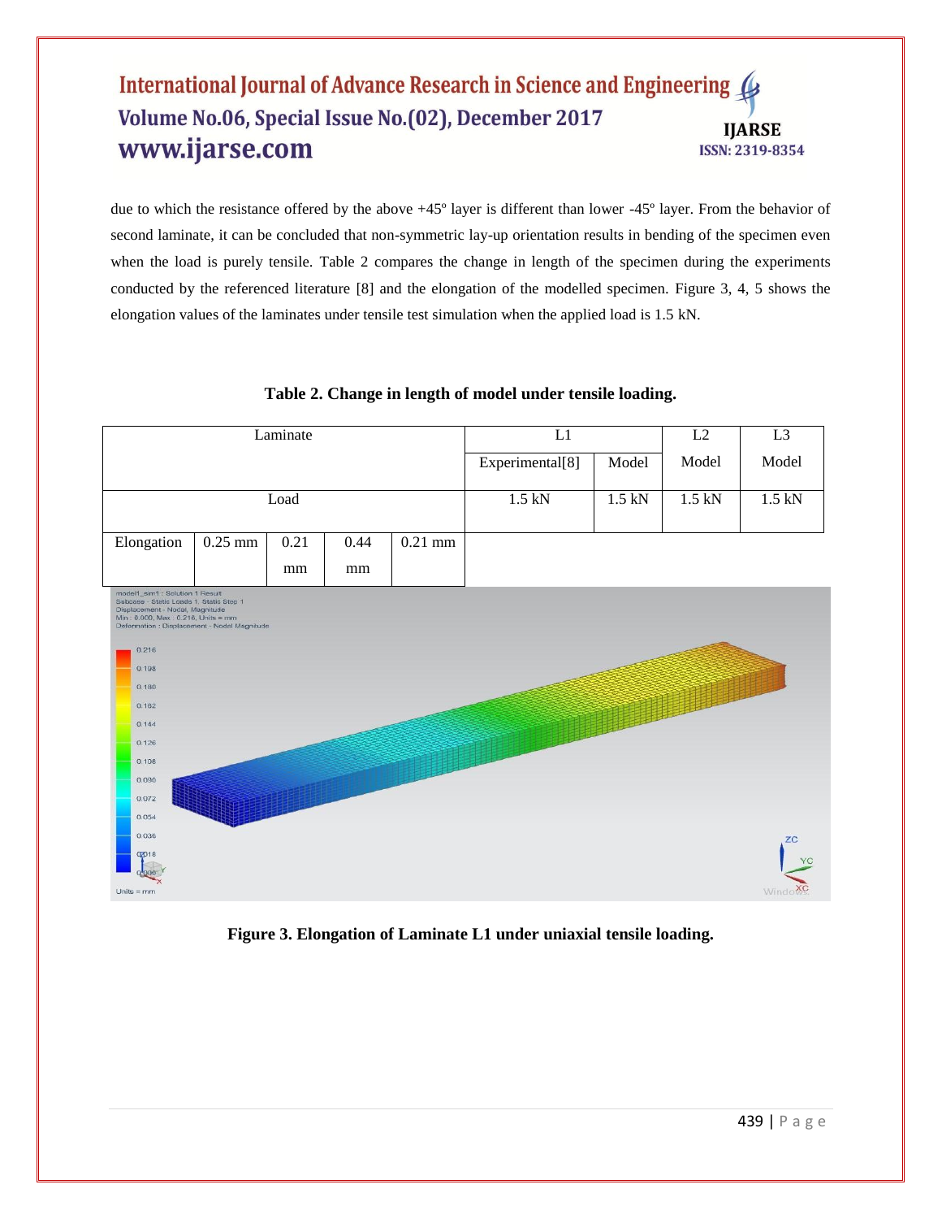due to which the resistance offered by the above +45º layer is different than lower -45º layer. From the behavior of second laminate, it can be concluded that non-symmetric lay-up orientation results in bending of the specimen even when the load is purely tensile. Table 2 compares the change in length of the specimen during the experiments conducted by the referenced literature [8] and the elongation of the modelled specimen. Figure 3, 4, 5 shows the elongation values of the laminates under tensile test simulation when the applied load is 1.5 kN.

**Table 2. Change in length of model under tensile loading.**

| Laminate | L1 | | L2 | L3 |
|---|---|---|---|---|
| | Experimental[8] | Model | Model | Model |
| Load | 1.5 kN | 1.5 kN | 1.5 kN | 1.5 kN |
| Elongation | 0.25 mm | 0.21 mm | 0.44 mm | 0.21 mm |

**Figure 3. Elongation of Laminate L1 under uniaxial tensile loading.**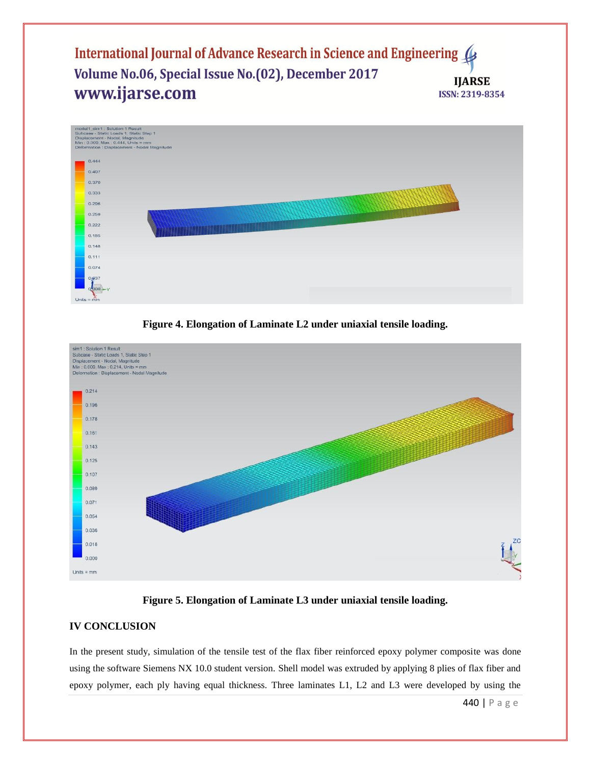Figure 4. Elongation of Laminate L2 under uniaxial tensile loading.

Figure 5. Elongation of Laminate L3 under uniaxial tensile loading.

## IV CONCLUSION

In the present study, simulation of the tensile test of the flax fiber reinforced epoxy polymer composite was done using the software Siemens NX 10.0 student version. Shell model was extruded by applying 8 plies of flax fiber and epoxy polymer, each ply having equal thickness. Three laminates L1, L2 and L3 were developed by using the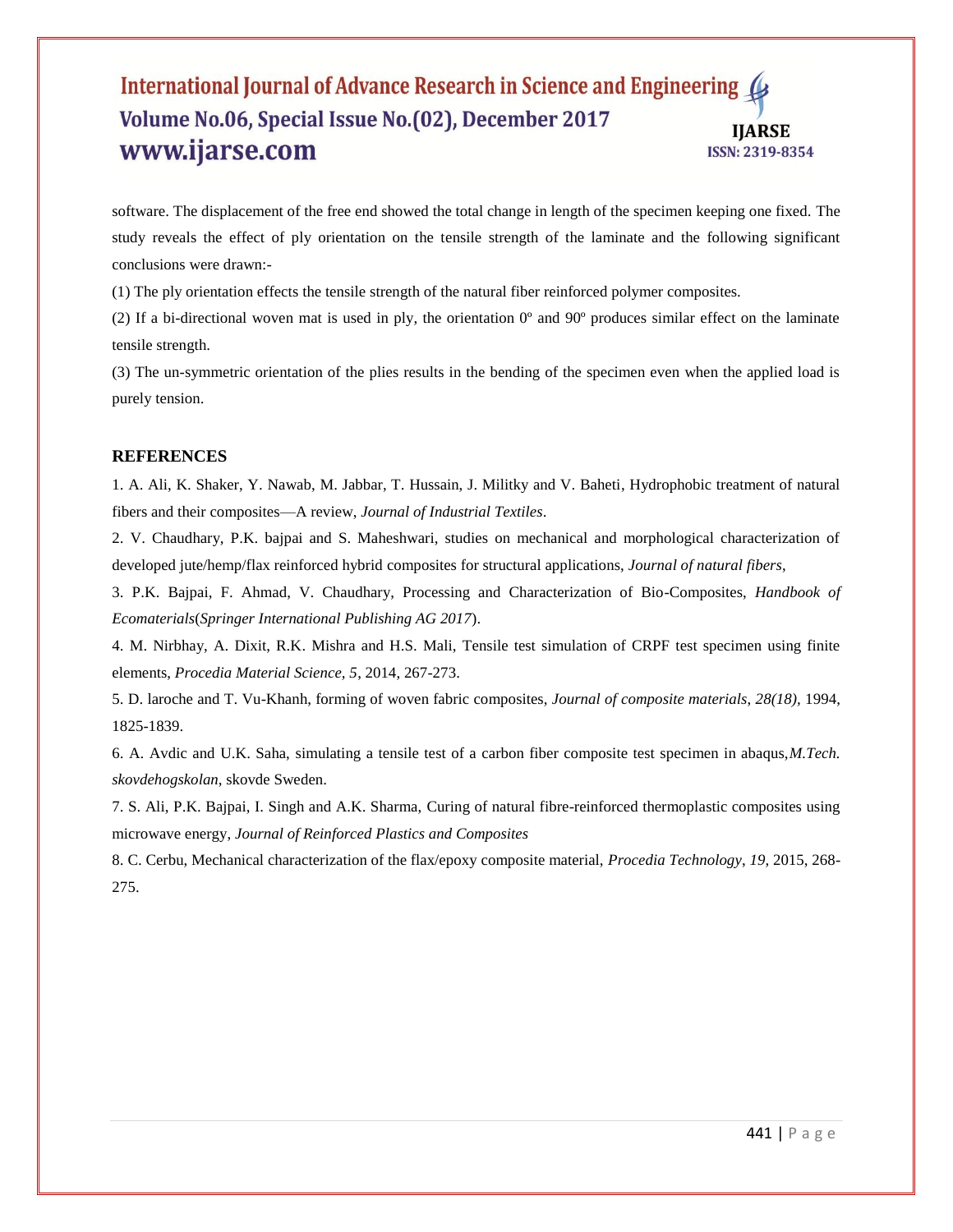software. The displacement of the free end showed the total change in length of the specimen keeping one fixed. The study reveals the effect of ply orientation on the tensile strength of the laminate and the following significant conclusions were drawn:-

(1) The ply orientation effects the tensile strength of the natural fiber reinforced polymer composites.

(2) If a bi-directional woven mat is used in ply, the orientation 0º and 90º produces similar effect on the laminate tensile strength.

(3) The un-symmetric orientation of the plies results in the bending of the specimen even when the applied load is purely tension.

## REFERENCES

1. A. Ali, K. Shaker, Y. Nawab, M. Jabbar, T. Hussain, J. Militky and V. Baheti, Hydrophobic treatment of natural fibers and their composites—A review, *Journal of Industrial Textiles*.
2. V. Chaudhary, P.K. bajpai and S. Maheshwari, studies on mechanical and morphological characterization of developed jute/hemp/flax reinforced hybrid composites for structural applications, *Journal of natural fibers*,
3. P.K. Bajpai, F. Ahmad, V. Chaudhary, Processing and Characterization of Bio-Composites, *Handbook of Ecomaterials*(*Springer International Publishing AG 2017*).
4. M. Nirbhay, A. Dixit, R.K. Mishra and H.S. Mali, Tensile test simulation of CRPF test specimen using finite elements, *Procedia Material Science, 5*, 2014, 267-273.
5. D. laroche and T. Vu-Khanh, forming of woven fabric composites, *Journal of composite materials, 28(18)*, 1994, 1825-1839.
6. A. Avdic and U.K. Saha, simulating a tensile test of a carbon fiber composite test specimen in abaqus,*M.Tech. skovdehogskolan*, skovde Sweden.
7. S. Ali, P.K. Bajpai, I. Singh and A.K. Sharma, Curing of natural fibre-reinforced thermoplastic composites using microwave energy, *Journal of Reinforced Plastics and Composites*
8. C. Cerbu, Mechanical characterization of the flax/epoxy composite material, *Procedia Technology*, *19*, 2015, 268-275.